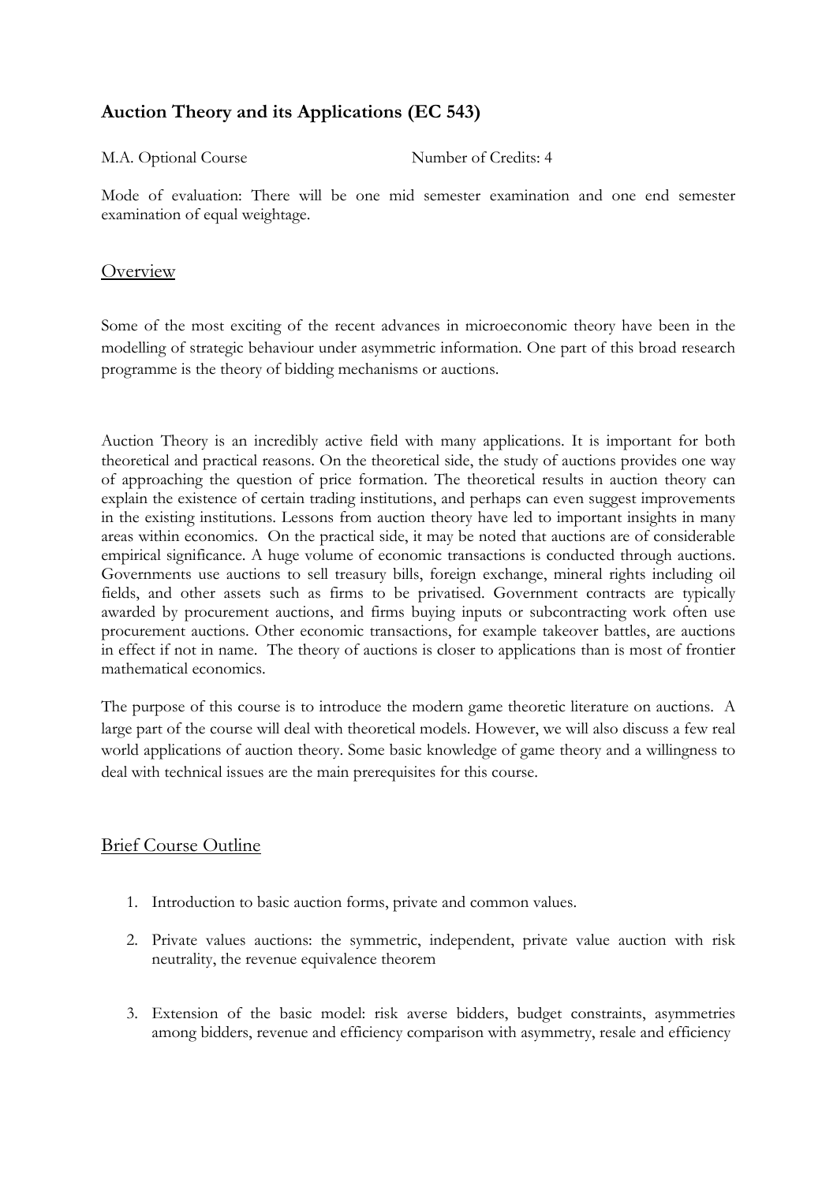## Auction Theory and its Applications (EC 543)

M.A. Optional Course Number of Credits: 4

Mode of evaluation: There will be one mid semester examination and one end semester examination of equal weightage.

### Overview

Some of the most exciting of the recent advances in microeconomic theory have been in the modelling of strategic behaviour under asymmetric information. One part of this broad research programme is the theory of bidding mechanisms or auctions.

Auction Theory is an incredibly active field with many applications. It is important for both theoretical and practical reasons. On the theoretical side, the study of auctions provides one way of approaching the question of price formation. The theoretical results in auction theory can explain the existence of certain trading institutions, and perhaps can even suggest improvements in the existing institutions. Lessons from auction theory have led to important insights in many areas within economics. On the practical side, it may be noted that auctions are of considerable empirical significance. A huge volume of economic transactions is conducted through auctions. Governments use auctions to sell treasury bills, foreign exchange, mineral rights including oil fields, and other assets such as firms to be privatised. Government contracts are typically awarded by procurement auctions, and firms buying inputs or subcontracting work often use procurement auctions. Other economic transactions, for example takeover battles, are auctions in effect if not in name. The theory of auctions is closer to applications than is most of frontier mathematical economics.

The purpose of this course is to introduce the modern game theoretic literature on auctions. A large part of the course will deal with theoretical models. However, we will also discuss a few real world applications of auction theory. Some basic knowledge of game theory and a willingness to deal with technical issues are the main prerequisites for this course.

### Brief Course Outline

1. Introduction to basic auction forms, private and common values.
2. Private values auctions: the symmetric, independent, private value auction with risk neutrality, the revenue equivalence theorem
3. Extension of the basic model: risk averse bidders, budget constraints, asymmetries among bidders, revenue and efficiency comparison with asymmetry, resale and efficiency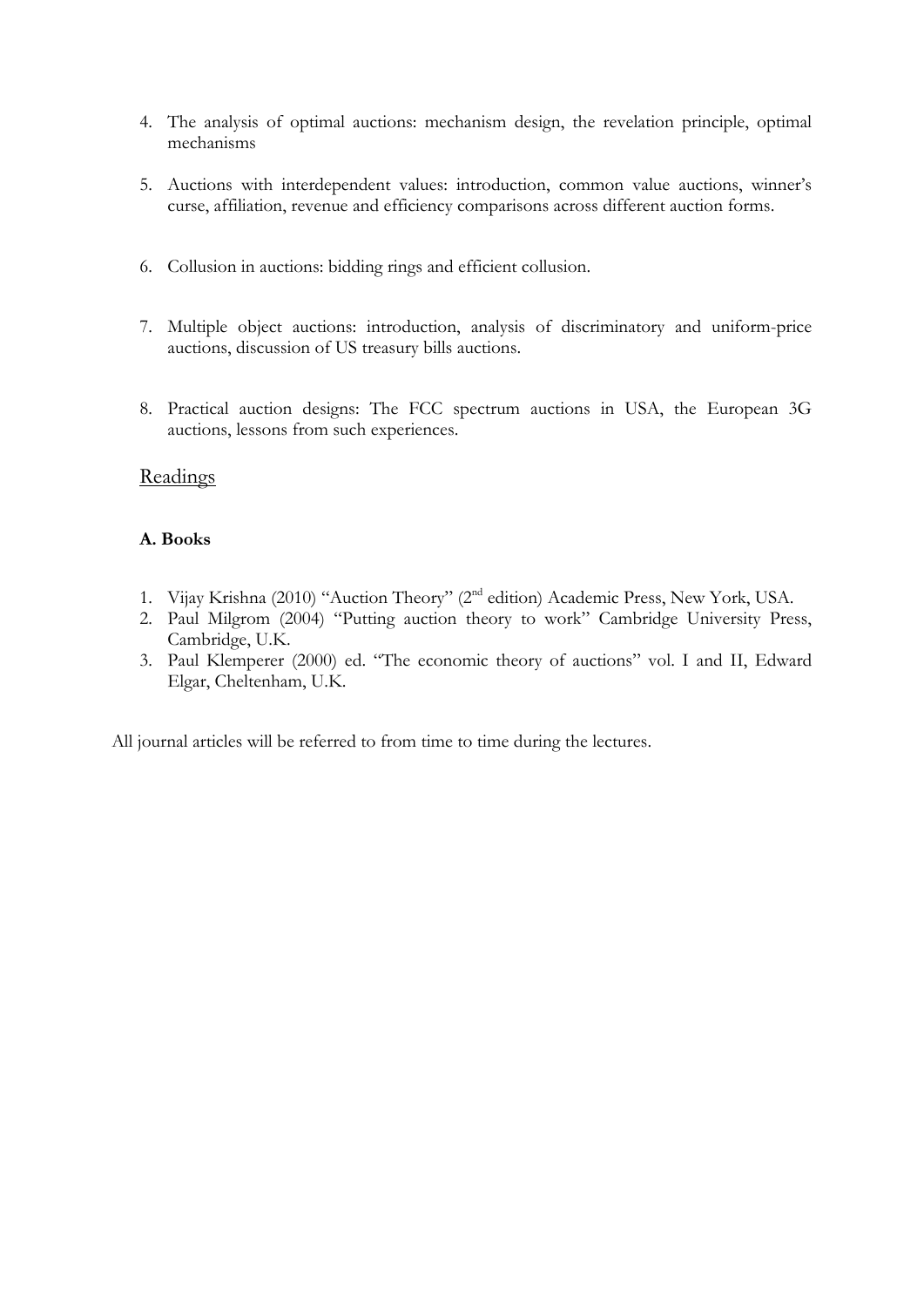4. The analysis of optimal auctions: mechanism design, the revelation principle, optimal mechanisms

5. Auctions with interdependent values: introduction, common value auctions, winner's curse, affiliation, revenue and efficiency comparisons across different auction forms.

6. Collusion in auctions: bidding rings and efficient collusion.

7. Multiple object auctions: introduction, analysis of discriminatory and uniform-price auctions, discussion of US treasury bills auctions.

8. Practical auction designs: The FCC spectrum auctions in USA, the European 3G auctions, lessons from such experiences.

## Readings

### A. Books

1. Vijay Krishna (2010) "Auction Theory" (2nd edition) Academic Press, New York, USA.
2. Paul Milgrom (2004) "Putting auction theory to work" Cambridge University Press, Cambridge, U.K.
3. Paul Klemperer (2000) ed. "The economic theory of auctions" vol. I and II, Edward Elgar, Cheltenham, U.K.

All journal articles will be referred to from time to time during the lectures.